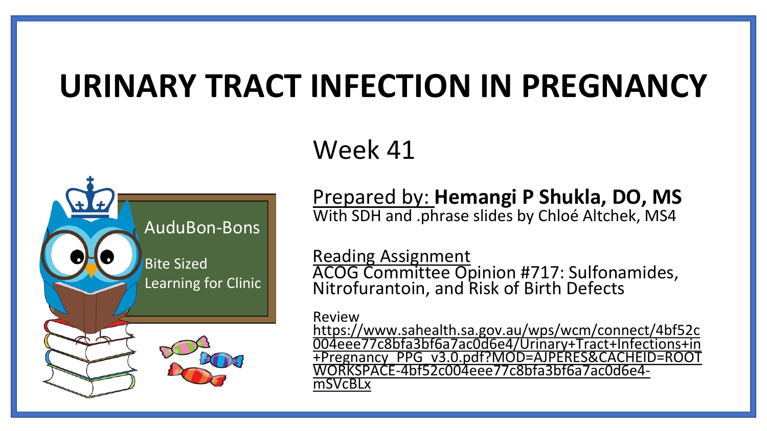# URINARY TRACT INFECTION IN PREGNANCY

AuduBon-Bons

Bite Sized Learning for Clinic

Week 41

Prepared by: **Hemangi P Shukla, DO, MS**
With SDH and .phrase slides by Chloé Altchek, MS4

Reading Assignment
ACOG Committee Opinion #717: Sulfonamides, Nitrofurantoin, and Risk of Birth Defects

Review
https://www.sahealth.sa.gov.au/wps/wcm/connect/4bf52c004eee77c8bfa3bf6a7ac0d6e4/Urinary+Tract+Infections+in+Pregnancy_PPG_v3.0.pdf?MOD=AJPERES&CACHEID=ROOTWORKSPACE-4bf52c004eee77c8bfa3bf6a7ac0d6e4-mSVcBLx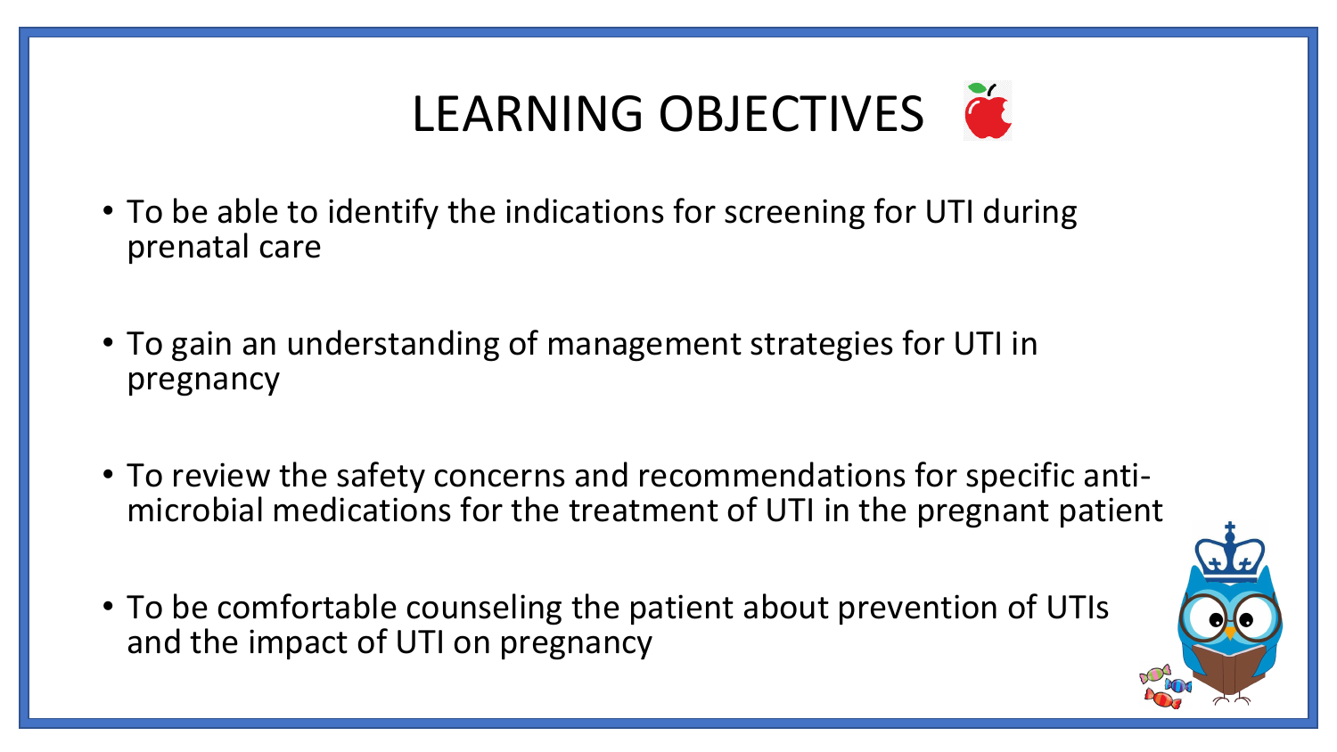# LEARNING OBJECTIVES

- To be able to identify the indications for screening for UTI during prenatal care
- To gain an understanding of management strategies for UTI in pregnancy
- To review the safety concerns and recommendations for specific anti-microbial medications for the treatment of UTI in the pregnant patient
- To be comfortable counseling the patient about prevention of UTIs and the impact of UTI on pregnancy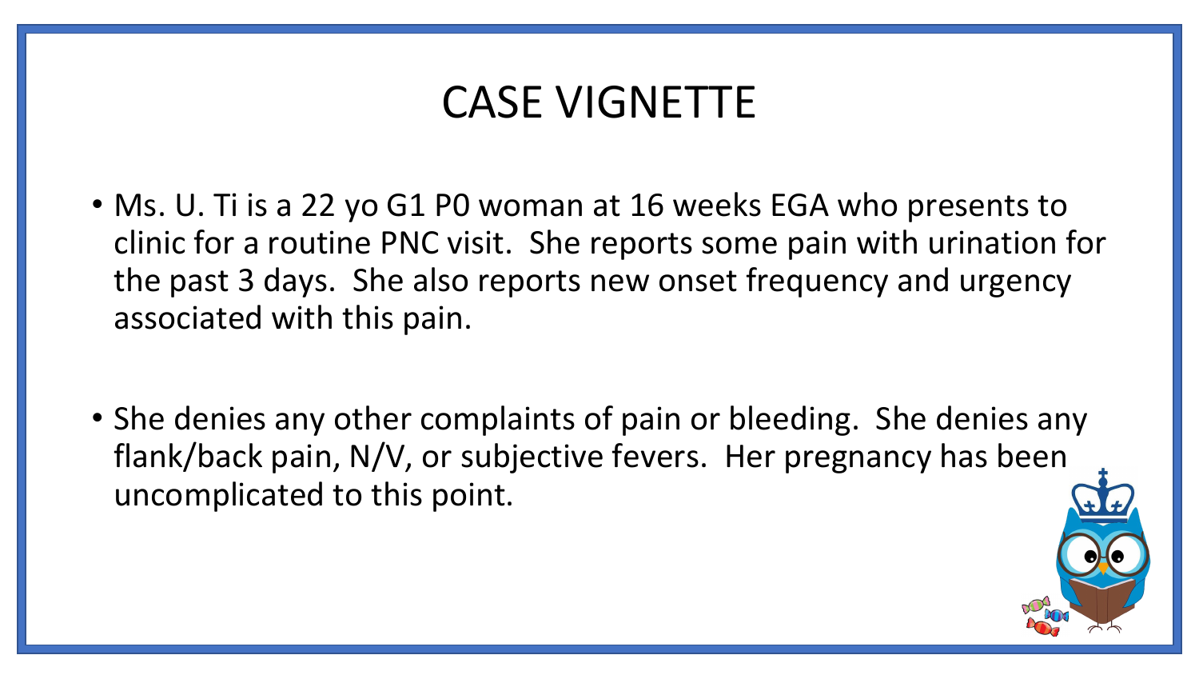# CASE VIGNETTE

- Ms. U. Ti is a 22 yo G1 P0 woman at 16 weeks EGA who presents to clinic for a routine PNC visit. She reports some pain with urination for the past 3 days. She also reports new onset frequency and urgency associated with this pain.

- She denies any other complaints of pain or bleeding. She denies any flank/back pain, N/V, or subjective fevers. Her pregnancy has been uncomplicated to this point.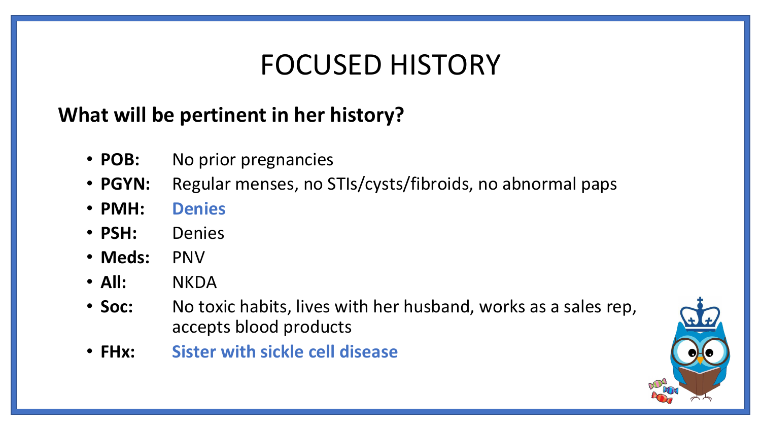# FOCUSED HISTORY

**What will be pertinent in her history?**

- **POB:** No prior pregnancies
- **PGYN:** Regular menses, no STIs/cysts/fibroids, no abnormal paps
- **PMH:** **Denies**
- **PSH:** Denies
- **Meds:** PNV
- **All:** NKDA
- **Soc:** No toxic habits, lives with her husband, works as a sales rep, accepts blood products
- **FHx:** **Sister with sickle cell disease**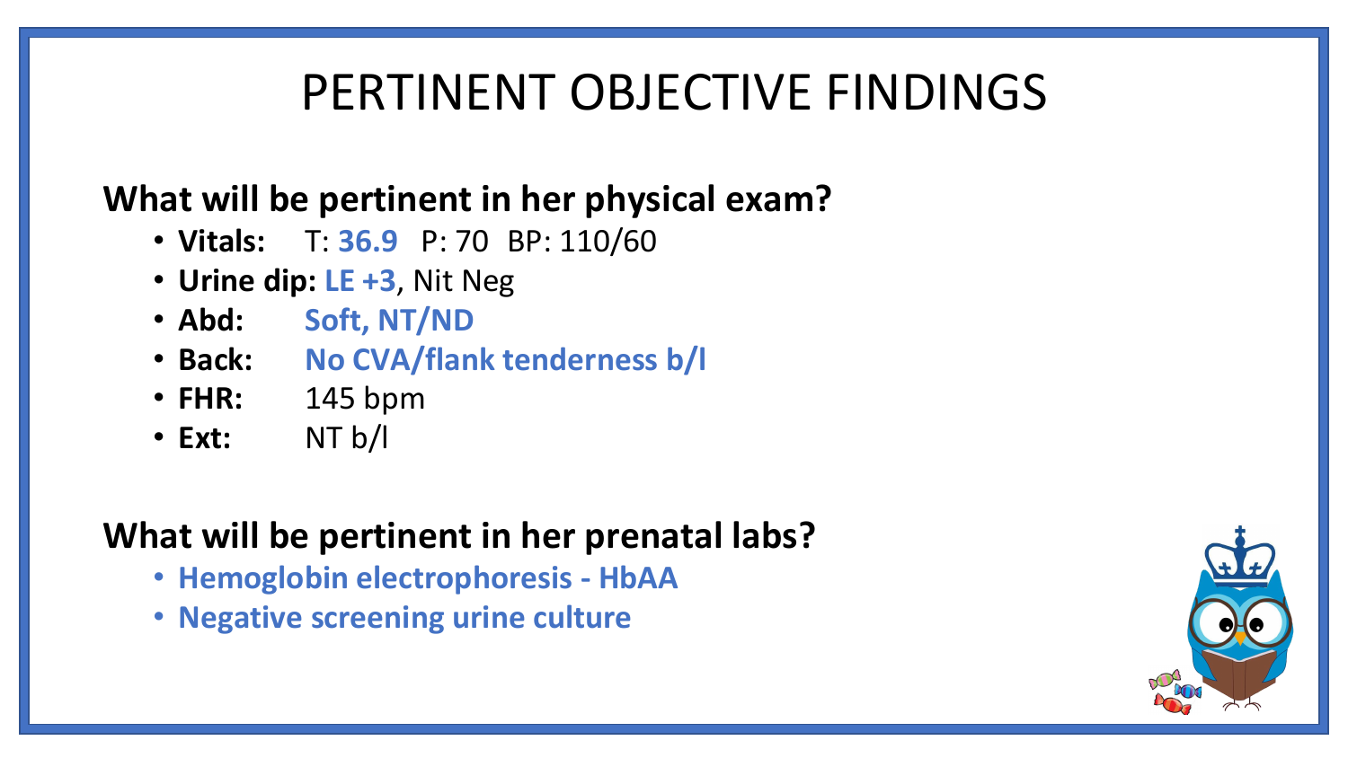# PERTINENT OBJECTIVE FINDINGS

## What will be pertinent in her physical exam?

- **Vitals:** T: **36.9** P: 70 BP: 110/60
- **Urine dip:** **LE +3**, Nit Neg
- **Abd:** **Soft, NT/ND**
- **Back:** **No CVA/flank tenderness b/l**
- **FHR:** 145 bpm
- **Ext:** NT b/l

## What will be pertinent in her prenatal labs?

- **Hemoglobin electrophoresis - HbAA**
- **Negative screening urine culture**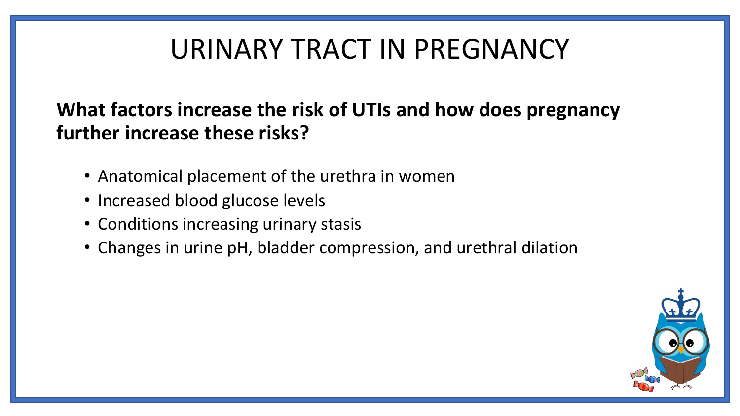# URINARY TRACT IN PREGNANCY

**What factors increase the risk of UTIs and how does pregnancy further increase these risks?**

- Anatomical placement of the urethra in women
- Increased blood glucose levels
- Conditions increasing urinary stasis
- Changes in urine pH, bladder compression, and urethral dilation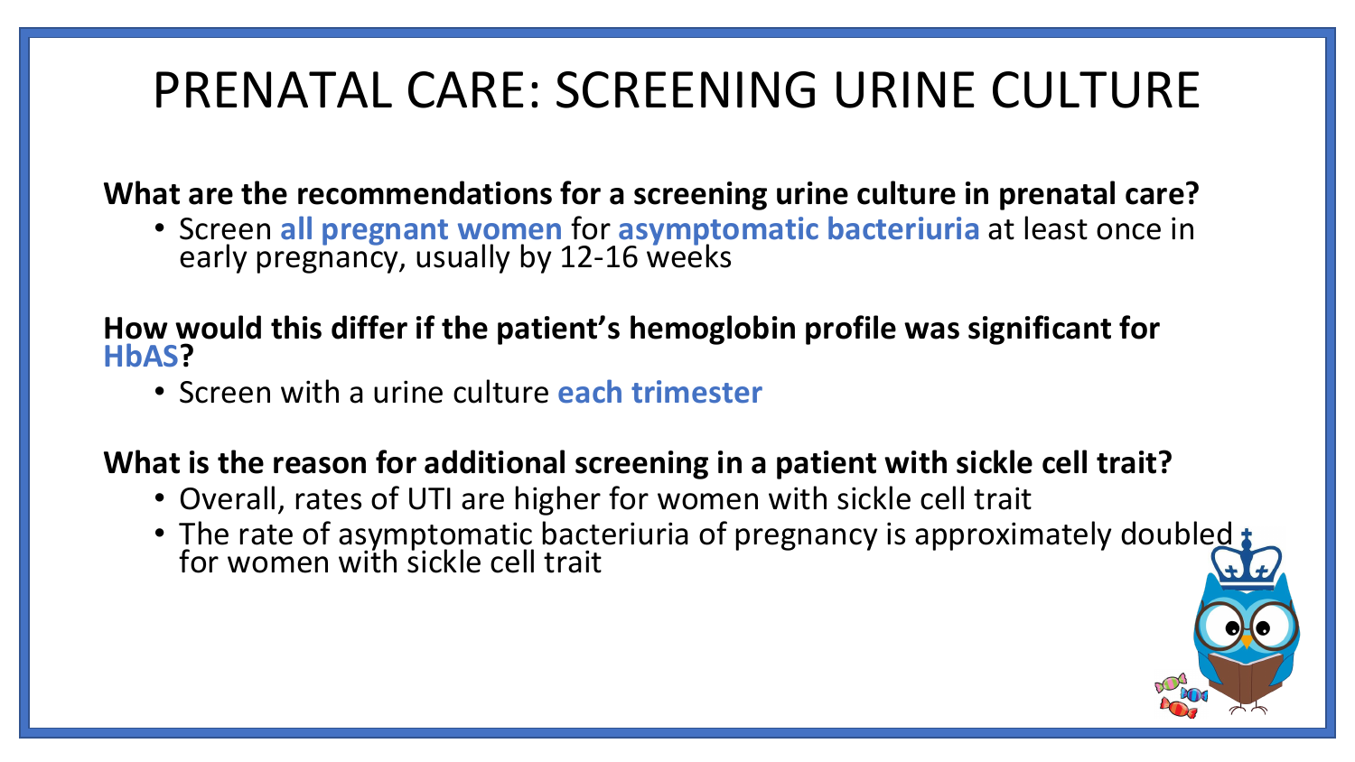# PRENATAL CARE: SCREENING URINE CULTURE

**What are the recommendations for a screening urine culture in prenatal care?**

- Screen **all pregnant women** for **asymptomatic bacteriuria** at least once in early pregnancy, usually by 12-16 weeks

**How would this differ if the patient's hemoglobin profile was significant for HbAS?**

- Screen with a urine culture **each trimester**

**What is the reason for additional screening in a patient with sickle cell trait?**

- Overall, rates of UTI are higher for women with sickle cell trait
- The rate of asymptomatic bacteriuria of pregnancy is approximately doubled for women with sickle cell trait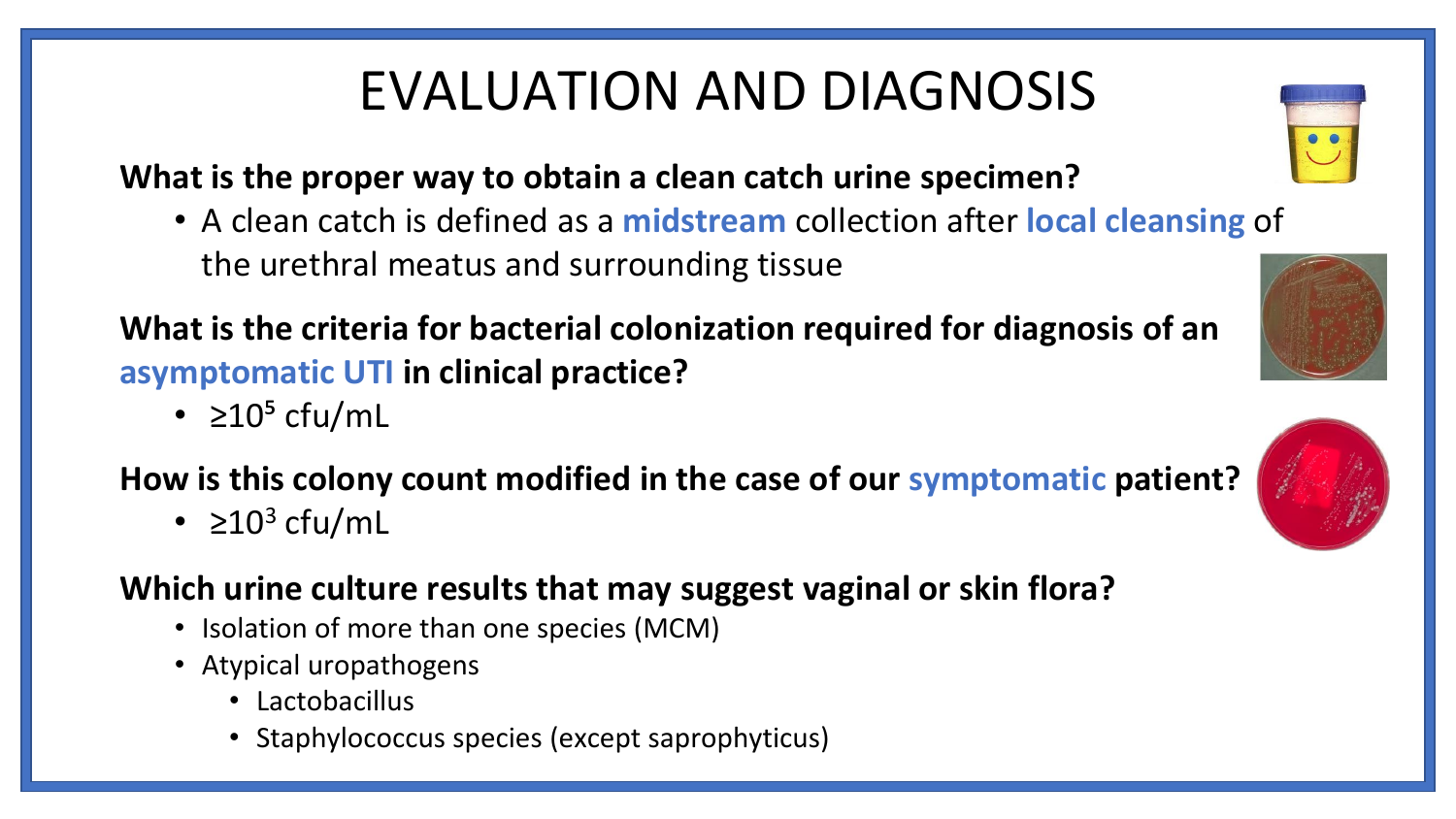# EVALUATION AND DIAGNOSIS

**What is the proper way to obtain a clean catch urine specimen?**

- A clean catch is defined as a **midstream** collection after **local cleansing** of the urethral meatus and surrounding tissue

**What is the criteria for bacterial colonization required for diagnosis of an asymptomatic UTI in clinical practice?**

- $\geq 10^5$ cfu/mL

**How is this colony count modified in the case of our symptomatic patient?**

- $\geq 10^3$ cfu/mL

**Which urine culture results that may suggest vaginal or skin flora?**

- Isolation of more than one species (MCM)
- Atypical uropathogens
  - Lactobacillus
  - Staphylococcus species (except saprophyticus)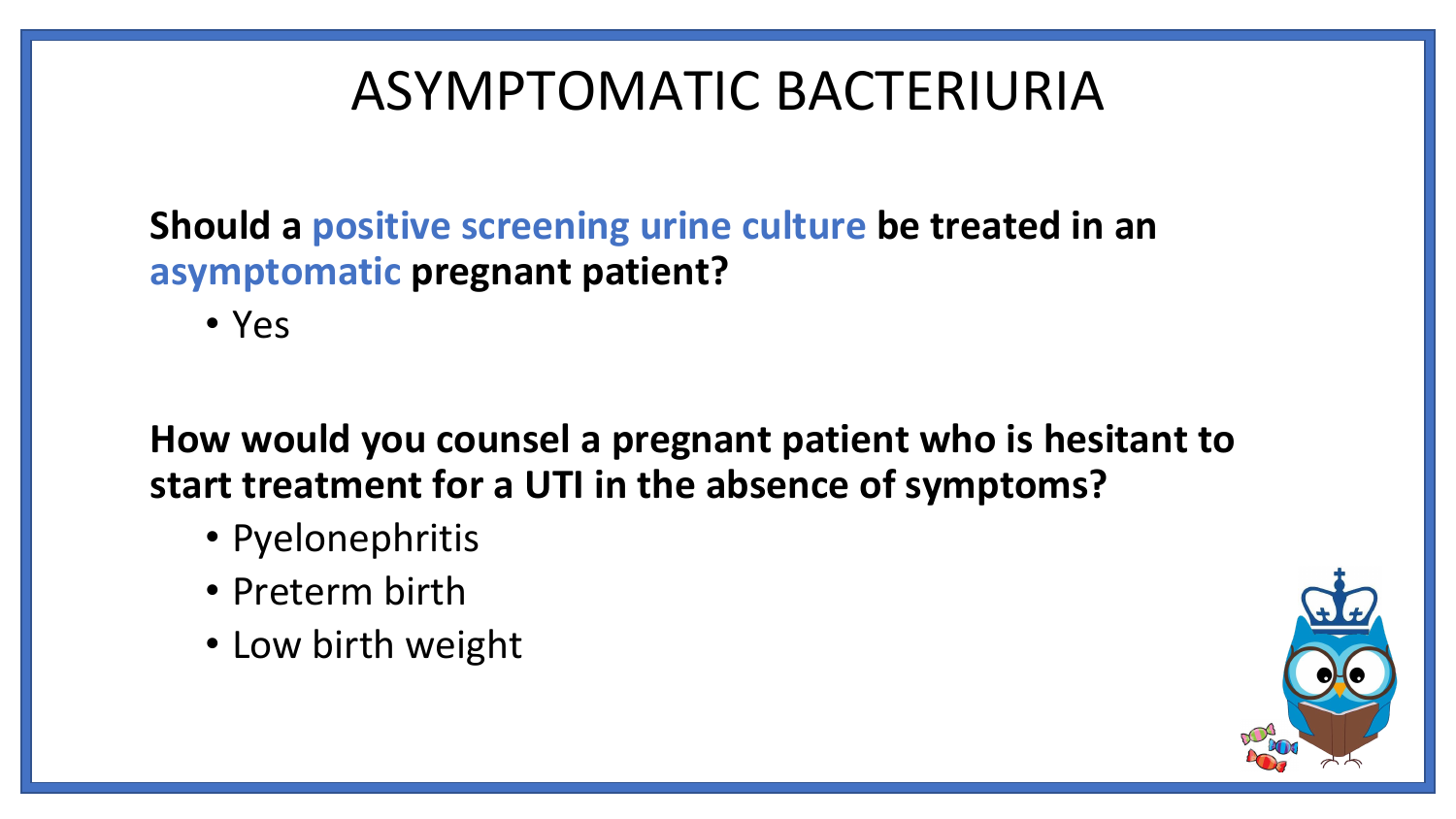# ASYMPTOMATIC BACTERIURIA

**Should a positive screening urine culture be treated in an asymptomatic pregnant patient?**

- Yes

**How would you counsel a pregnant patient who is hesitant to start treatment for a UTI in the absence of symptoms?**

- Pyelonephritis
- Preterm birth
- Low birth weight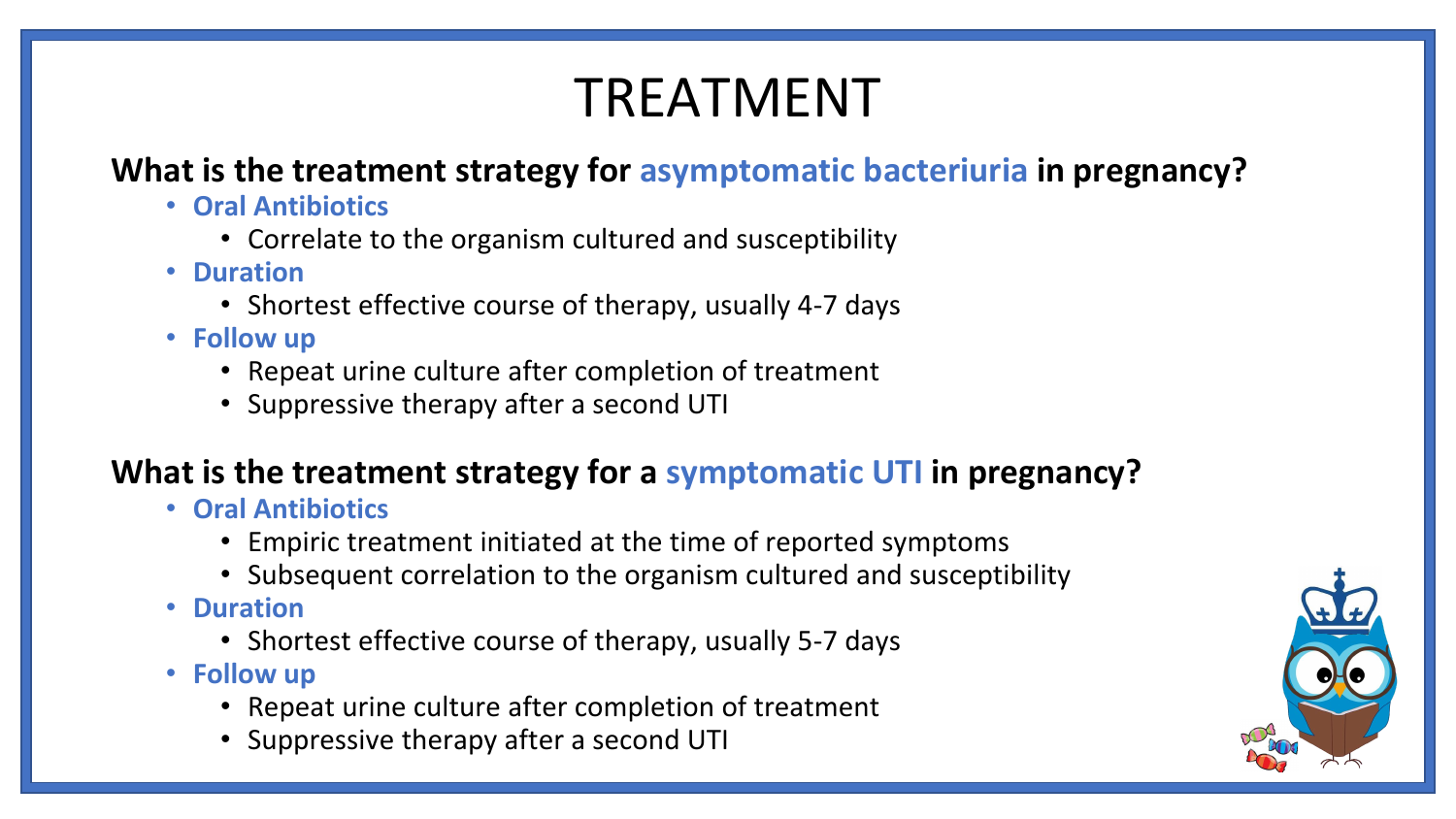# TREATMENT

**What is the treatment strategy for asymptomatic bacteriuria in pregnancy?**

- **Oral Antibiotics**
  - Correlate to the organism cultured and susceptibility
- **Duration**
  - Shortest effective course of therapy, usually 4-7 days
- **Follow up**
  - Repeat urine culture after completion of treatment
  - Suppressive therapy after a second UTI

**What is the treatment strategy for a symptomatic UTI in pregnancy?**

- **Oral Antibiotics**
  - Empiric treatment initiated at the time of reported symptoms
  - Subsequent correlation to the organism cultured and susceptibility
- **Duration**
  - Shortest effective course of therapy, usually 5-7 days
- **Follow up**
  - Repeat urine culture after completion of treatment
  - Suppressive therapy after a second UTI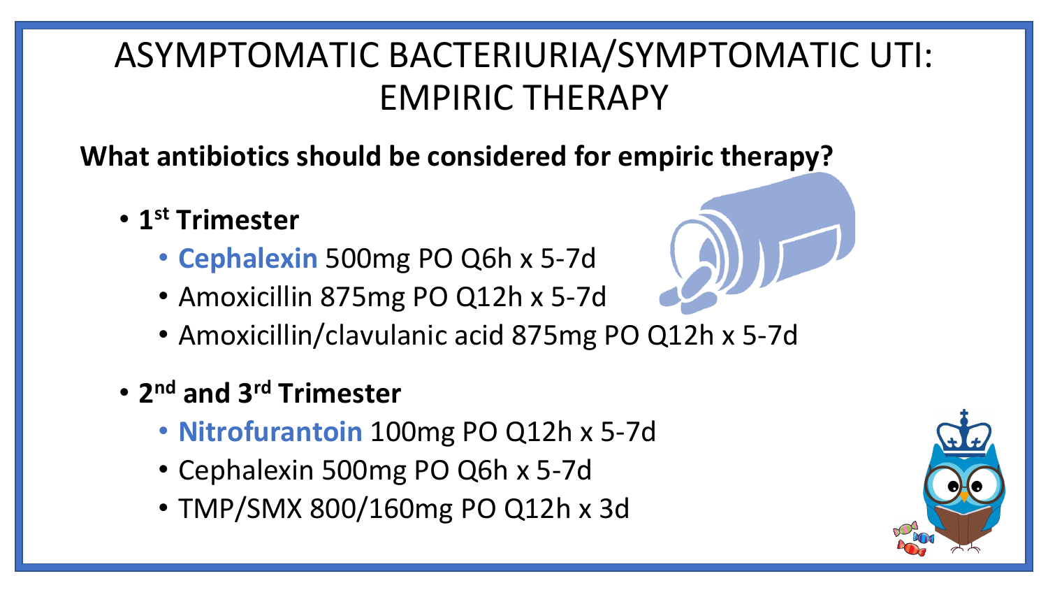# ASYMPTOMATIC BACTERIURIA/SYMPTOMATIC UTI: EMPIRIC THERAPY

**What antibiotics should be considered for empiric therapy?**

- **1st Trimester**
  - **Cephalexin** 500mg PO Q6h x 5-7d
  - Amoxicillin 875mg PO Q12h x 5-7d
  - Amoxicillin/clavulanic acid 875mg PO Q12h x 5-7d
- **2nd and 3rd Trimester**
  - **Nitrofurantoin** 100mg PO Q12h x 5-7d
  - Cephalexin 500mg PO Q6h x 5-7d
  - TMP/SMX 800/160mg PO Q12h x 3d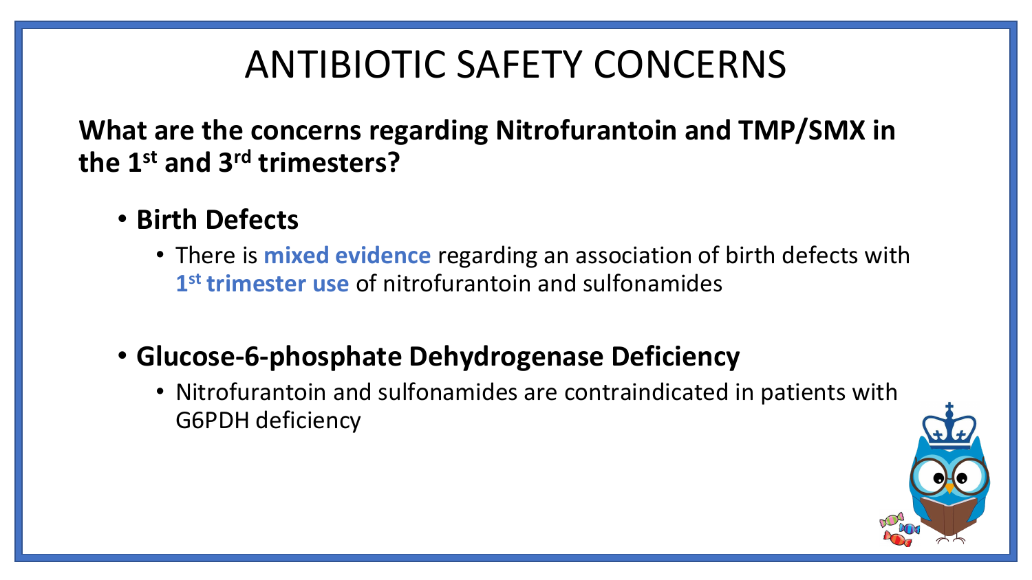# ANTIBIOTIC SAFETY CONCERNS

**What are the concerns regarding Nitrofurantoin and TMP/SMX in the 1st and 3rd trimesters?**

- **Birth Defects**
  - There is **mixed evidence** regarding an association of birth defects with **1st trimester use** of nitrofurantoin and sulfonamides

- **Glucose-6-phosphate Dehydrogenase Deficiency**
  - Nitrofurantoin and sulfonamides are contraindicated in patients with G6PDH deficiency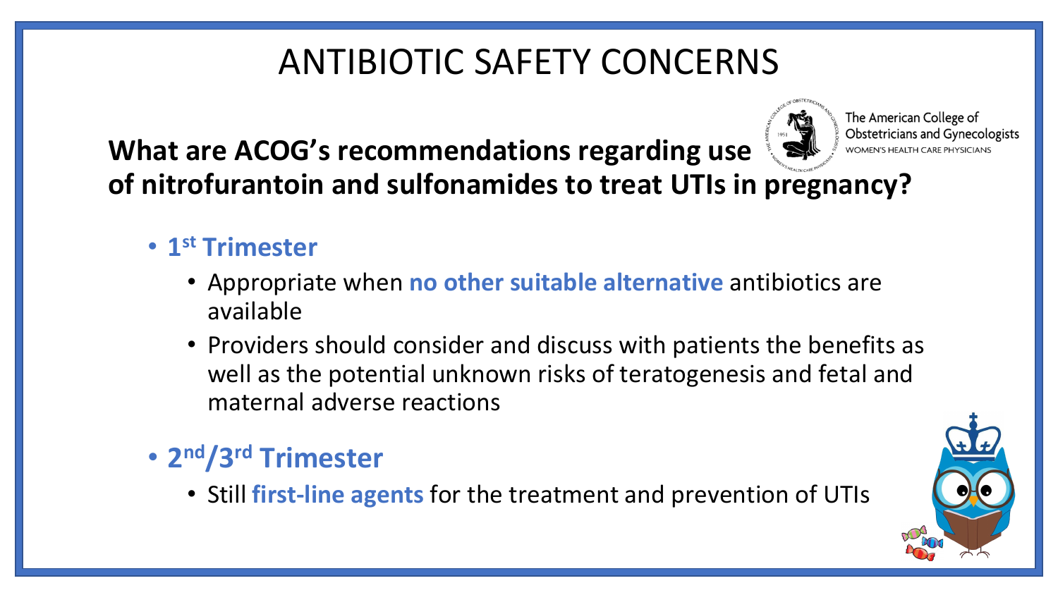# ANTIBIOTIC SAFETY CONCERNS

The American College of Obstetricians and Gynecologists
WOMEN'S HEALTH CARE PHYSICIANS

**What are ACOG's recommendations regarding use of nitrofurantoin and sulfonamides to treat UTIs in pregnancy?**

- **1st Trimester**
  - Appropriate when **no other suitable alternative** antibiotics are available
  - Providers should consider and discuss with patients the benefits as well as the potential unknown risks of teratogenesis and fetal and maternal adverse reactions
- **2nd/3rd Trimester**
  - Still **first-line agents** for the treatment and prevention of UTIs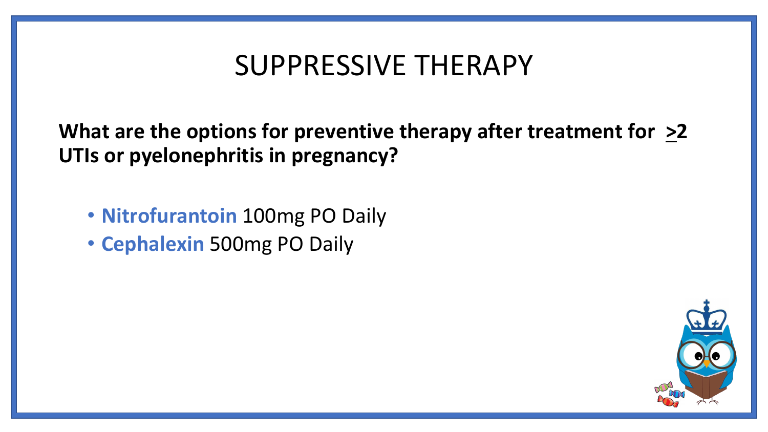# SUPPRESSIVE THERAPY

**What are the options for preventive therapy after treatment for ≥2 UTIs or pyelonephritis in pregnancy?**

- **Nitrofurantoin** 100mg PO Daily
- **Cephalexin** 500mg PO Daily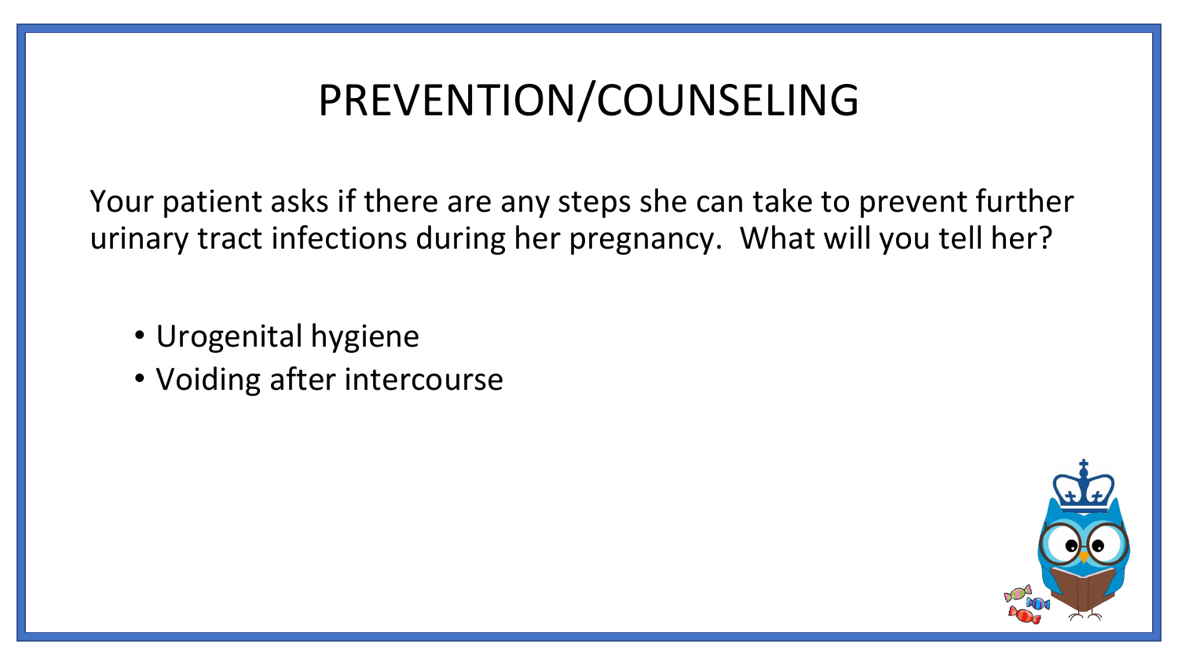# PREVENTION/COUNSELING

Your patient asks if there are any steps she can take to prevent further urinary tract infections during her pregnancy. What will you tell her?

- Urogenital hygiene
- Voiding after intercourse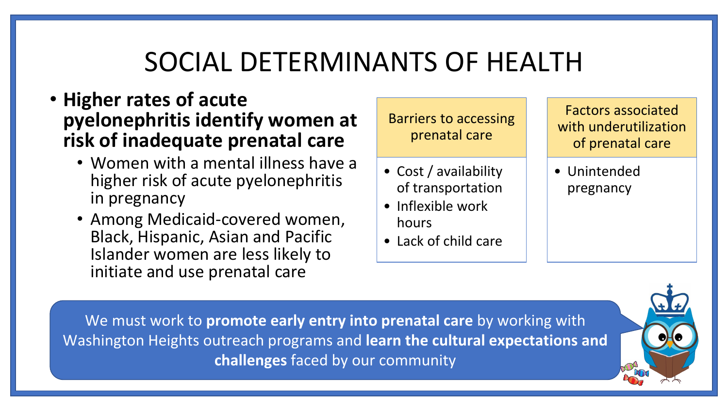# SOCIAL DETERMINANTS OF HEALTH

- **Higher rates of acute pyelonephritis identify women at risk of inadequate prenatal care**
  - Women with a mental illness have a higher risk of acute pyelonephritis in pregnancy
  - Among Medicaid-covered women, Black, Hispanic, Asian and Pacific Islander women are less likely to initiate and use prenatal care

| Barriers to accessing prenatal care | Factors associated with underutilization of prenatal care |
| --- | --- |
| • Cost / availability of transportation<br>• Inflexible work hours<br>• Lack of child care | • Unintended pregnancy |

We must work to **promote early entry into prenatal care** by working with Washington Heights outreach programs and **learn the cultural expectations and challenges** faced by our community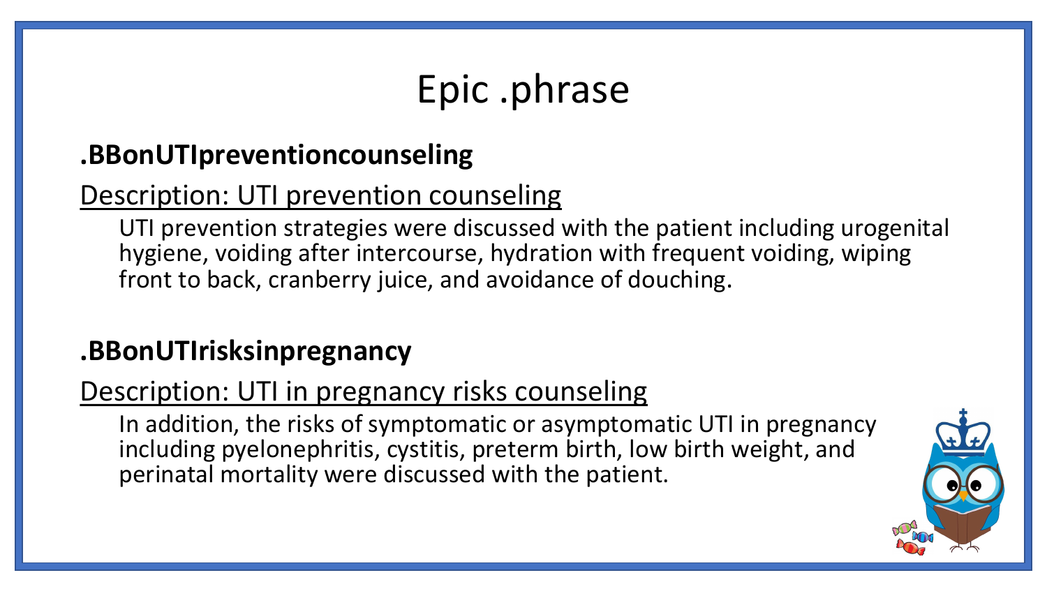# Epic .phrase

**.BBonUTIpreventioncounseling**

Description: UTI prevention counseling

UTI prevention strategies were discussed with the patient including urogenital hygiene, voiding after intercourse, hydration with frequent voiding, wiping front to back, cranberry juice, and avoidance of douching.

**.BBonUTIrisksinpregnancy**

Description: UTI in pregnancy risks counseling

In addition, the risks of symptomatic or asymptomatic UTI in pregnancy including pyelonephritis, cystitis, preterm birth, low birth weight, and perinatal mortality were discussed with the patient.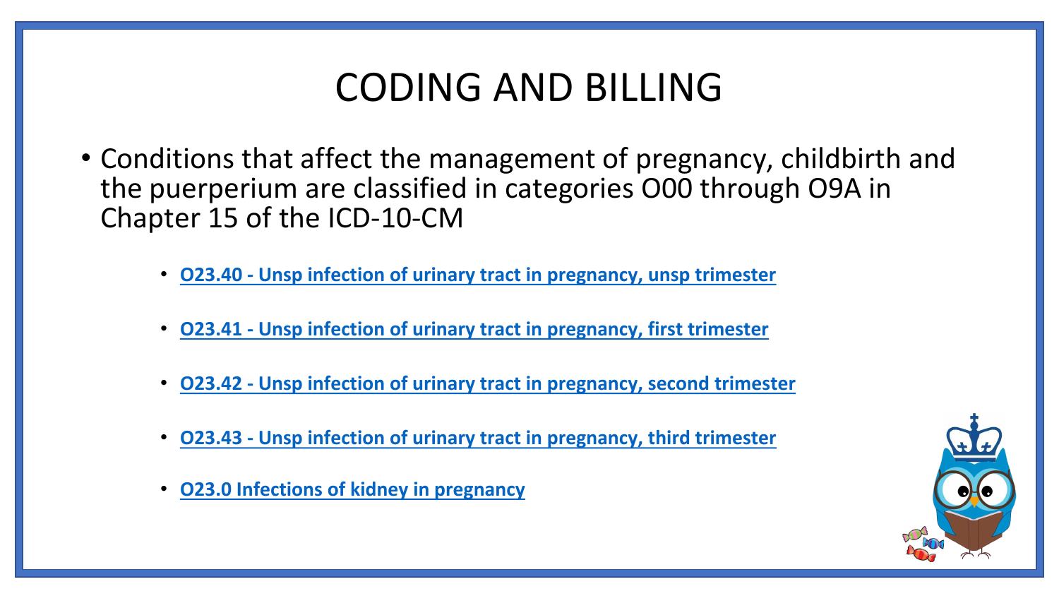# CODING AND BILLING

- Conditions that affect the management of pregnancy, childbirth and the puerperium are classified in categories O00 through O9A in Chapter 15 of the ICD-10-CM
  - **O23.40 - Unsp infection of urinary tract in pregnancy, unsp trimester**
  - **O23.41 - Unsp infection of urinary tract in pregnancy, first trimester**
  - **O23.42 - Unsp infection of urinary tract in pregnancy, second trimester**
  - **O23.43 - Unsp infection of urinary tract in pregnancy, third trimester**
  - **O23.0 Infections of kidney in pregnancy**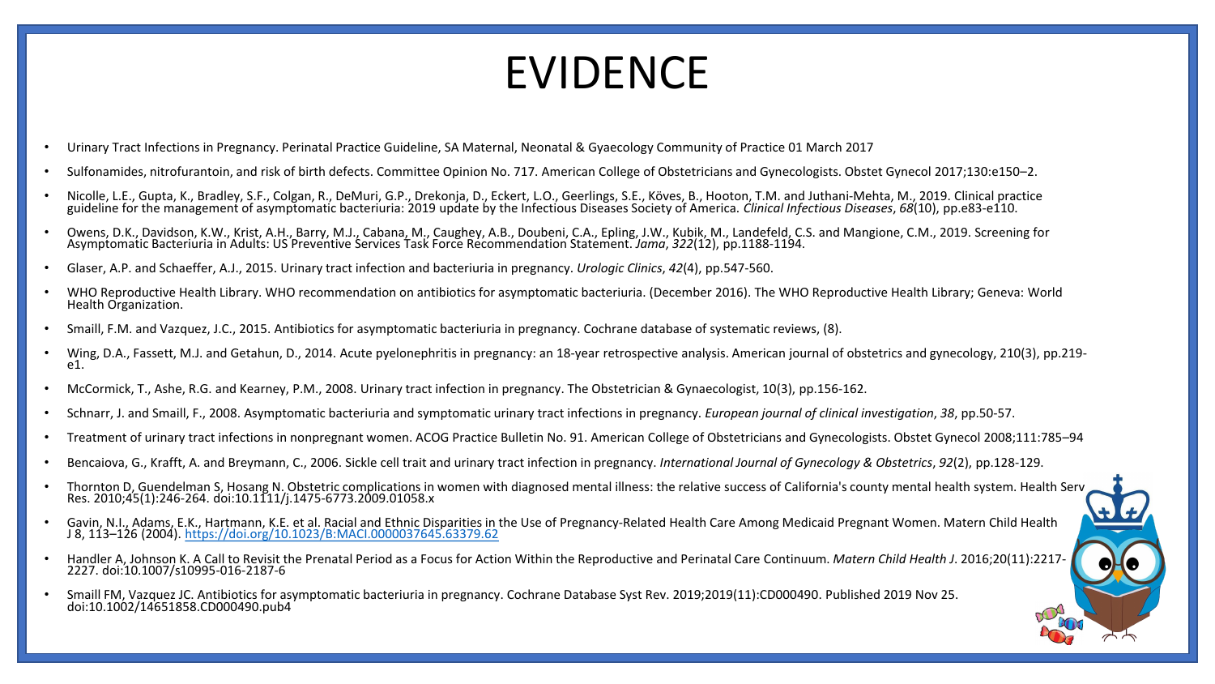# EVIDENCE

- Urinary Tract Infections in Pregnancy. Perinatal Practice Guideline, SA Maternal, Neonatal & Gyaecology Community of Practice 01 March 2017
- Sulfonamides, nitrofurantoin, and risk of birth defects. Committee Opinion No. 717. American College of Obstetricians and Gynecologists. Obstet Gynecol 2017;130:e150–2.
- Nicolle, L.E., Gupta, K., Bradley, S.F., Colgan, R., DeMuri, G.P., Drekonja, D., Eckert, L.O., Geerlings, S.E., Köves, B., Hooton, T.M. and Juthani-Mehta, M., 2019. Clinical practice guideline for the management of asymptomatic bacteriuria: 2019 update by the Infectious Diseases Society of America. *Clinical Infectious Diseases*, *68*(10), pp.e83-e110.
- Owens, D.K., Davidson, K.W., Krist, A.H., Barry, M.J., Cabana, M., Caughey, A.B., Doubeni, C.A., Epling, J.W., Kubik, M., Landefeld, C.S. and Mangione, C.M., 2019. Screening for Asymptomatic Bacteriuria in Adults: US Preventive Services Task Force Recommendation Statement. *Jama*, *322*(12), pp.1188-1194.
- Glaser, A.P. and Schaeffer, A.J., 2015. Urinary tract infection and bacteriuria in pregnancy. *Urologic Clinics*, *42*(4), pp.547-560.
- WHO Reproductive Health Library. WHO recommendation on antibiotics for asymptomatic bacteriuria. (December 2016). The WHO Reproductive Health Library; Geneva: World Health Organization.
- Smaill, F.M. and Vazquez, J.C., 2015. Antibiotics for asymptomatic bacteriuria in pregnancy. Cochrane database of systematic reviews, (8).
- Wing, D.A., Fassett, M.J. and Getahun, D., 2014. Acute pyelonephritis in pregnancy: an 18-year retrospective analysis. American journal of obstetrics and gynecology, 210(3), pp.219-e1.
- McCormick, T., Ashe, R.G. and Kearney, P.M., 2008. Urinary tract infection in pregnancy. The Obstetrician & Gynaecologist, 10(3), pp.156-162.
- Schnarr, J. and Smaill, F., 2008. Asymptomatic bacteriuria and symptomatic urinary tract infections in pregnancy. *European journal of clinical investigation*, *38*, pp.50-57.
- Treatment of urinary tract infections in nonpregnant women. ACOG Practice Bulletin No. 91. American College of Obstetricians and Gynecologists. Obstet Gynecol 2008;111:785–94
- Bencaiova, G., Krafft, A. and Breymann, C., 2006. Sickle cell trait and urinary tract infection in pregnancy. *International Journal of Gynecology & Obstetrics*, *92*(2), pp.128-129.
- Thornton D, Guendelman S, Hosang N. Obstetric complications in women with diagnosed mental illness: the relative success of California's county mental health system. Health Serv Res. 2010;45(1):246-264. doi:10.1111/j.1475-6773.2009.01058.x
- Gavin, N.I., Adams, E.K., Hartmann, K.E. et al. Racial and Ethnic Disparities in the Use of Pregnancy-Related Health Care Among Medicaid Pregnant Women. Matern Child Health J 8, 113–126 (2004). https://doi.org/10.1023/B:MACI.0000037645.63379.62
- Handler A, Johnson K. A Call to Revisit the Prenatal Period as a Focus for Action Within the Reproductive and Perinatal Care Continuum. *Matern Child Health J*. 2016;20(11):2217-2227. doi:10.1007/s10995-016-2187-6
- Smaill FM, Vazquez JC. Antibiotics for asymptomatic bacteriuria in pregnancy. Cochrane Database Syst Rev. 2019;2019(11):CD000490. Published 2019 Nov 25. doi:10.1002/14651858.CD000490.pub4